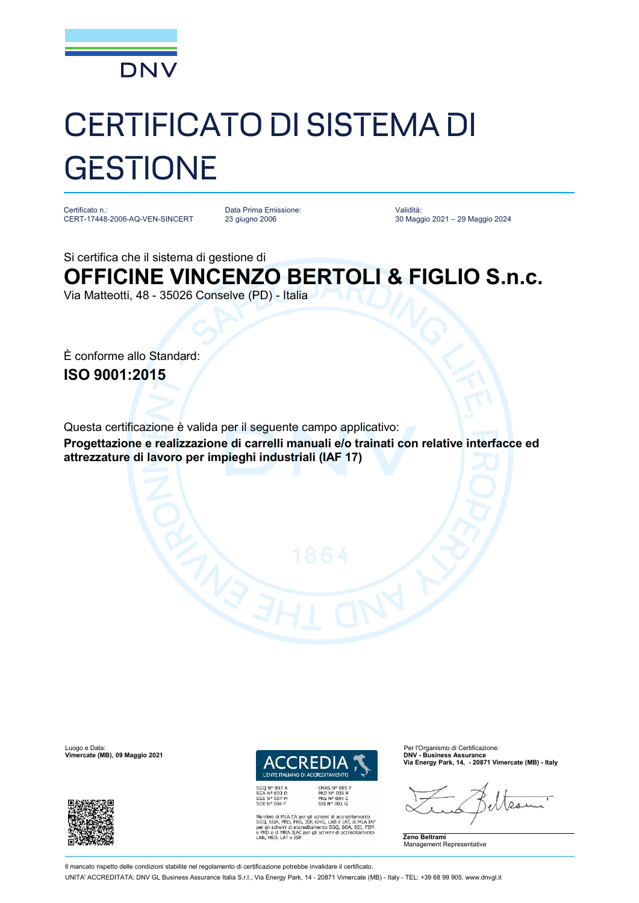# CERTIFICATO DI SISTEMA DI GESTIONE

Certificato n.:
CERT-17448-2006-AQ-VEN-SINCERT

Data Prima Emissione:
23 giugno 2006

Validità:
30 Maggio 2021 – 29 Maggio 2024

Si certifica che il sistema di gestione di

## OFFICINE VINCENZO BERTOLI & FIGLIO S.n.c.

Via Matteotti, 48 - 35026 Conselve (PD) - Italia

È conforme allo Standard:

**ISO 9001:2015**

Questa certificazione è valida per il seguente campo applicativo:

**Progettazione e realizzazione di carrelli manuali e/o trainati con relative interfacce ed attrezzature di lavoro per impieghi industriali (IAF 17)**

Luogo e Data:
**Vimercate (MB), 09 Maggio 2021**

ACCREDIA
L'ENTE ITALIANO DI ACCREDITAMENTO

SGQ N° 003 A
SGA N° 003 D
SGE N° 007 M
SCR N° 004 F

EMAS N° 009 P
PRD N° 003 B
PRS N° 094 C
SSI N° 002 G

Membro di MLA EA per gli schemi di accreditamento SGQ, SGA, PRD, PRS, ISP, GHG, LAB e LAT, di MLA IAF per gli schemi di accreditamento SGQ, SGA, SSI, FSM e PRD e di MRA ILAC per gli schemi di accreditamento LAB, MED, LAT e ISP

Per l'Organismo di Certificazione:
**DNV - Business Assurance**
**Via Energy Park, 14, - 20871 Vimercate (MB) - Italy**

**Zeno Beltrami**
Management Representative

Il mancato rispetto delle condizioni stabilite nel regolamento di certificazione potrebbe invalidare il certificato.

UNITA' ACCREDITATA: DNV GL Business Assurance Italia S.r.l., Via Energy Park, 14 - 20871 Vimercate (MB) - Italy - TEL: +39 68 99 905. www.dnvgl.it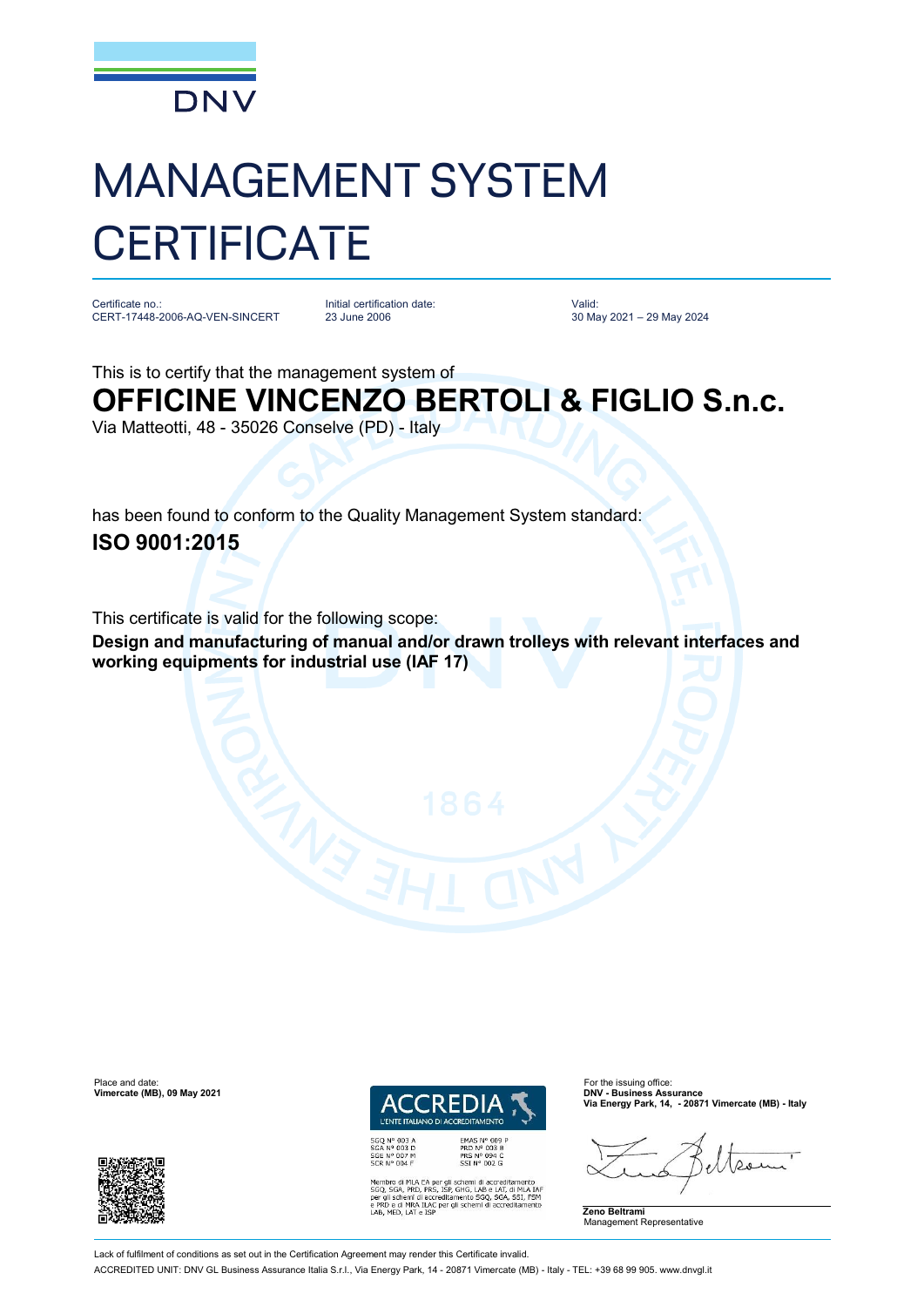# MANAGEMENT SYSTEM CERTIFICATE

| Certificate no.: | Initial certification date: | Valid: |
|---|---|---|
| CERT-17448-2006-AQ-VEN-SINCERT | 23 June 2006 | 30 May 2021 – 29 May 2024 |

This is to certify that the management system of

## OFFICINE VINCENZO BERTOLI & FIGLIO S.n.c.

Via Matteotti, 48 - 35026 Conselve (PD) - Italy

has been found to conform to the Quality Management System standard:

**ISO 9001:2015**

This certificate is valid for the following scope:

**Design and manufacturing of manual and/or drawn trolleys with relevant interfaces and working equipments for industrial use (IAF 17)**

Place and date:
**Vimercate (MB), 09 May 2021**

ACCREDIA
L'ENTE ITALIANO DI ACCREDITAMENTO

SGQ N° 003 A
SGA N° 003 D
SGE N° 007 M
SCR N° 004 F

EMAS N° 009 P
PRD N° 003 B
PRS N° 094 C
SSI N° 002 G

Membro di MLA EA per gli schemi di accreditamento SGQ, SGA, PRD, PRS, ISP, GHG, LAB e LAT, di MLA IAF per gli schemi di accreditamento SGQ, SGA, SSI, FSM e PRD e di MRA ILAC per gli schemi di accreditamento LAB, MED, LAT e ISP

For the issuing office:
**DNV - Business Assurance**
**Via Energy Park, 14, - 20871 Vimercate (MB) - Italy**

**Zeno Beltrami**
Management Representative

Lack of fulfilment of conditions as set out in the Certification Agreement may render this Certificate invalid.

ACCREDITED UNIT: DNV GL Business Assurance Italia S.r.l., Via Energy Park, 14 - 20871 Vimercate (MB) - Italy - TEL: +39 68 99 905. www.dnvgl.it